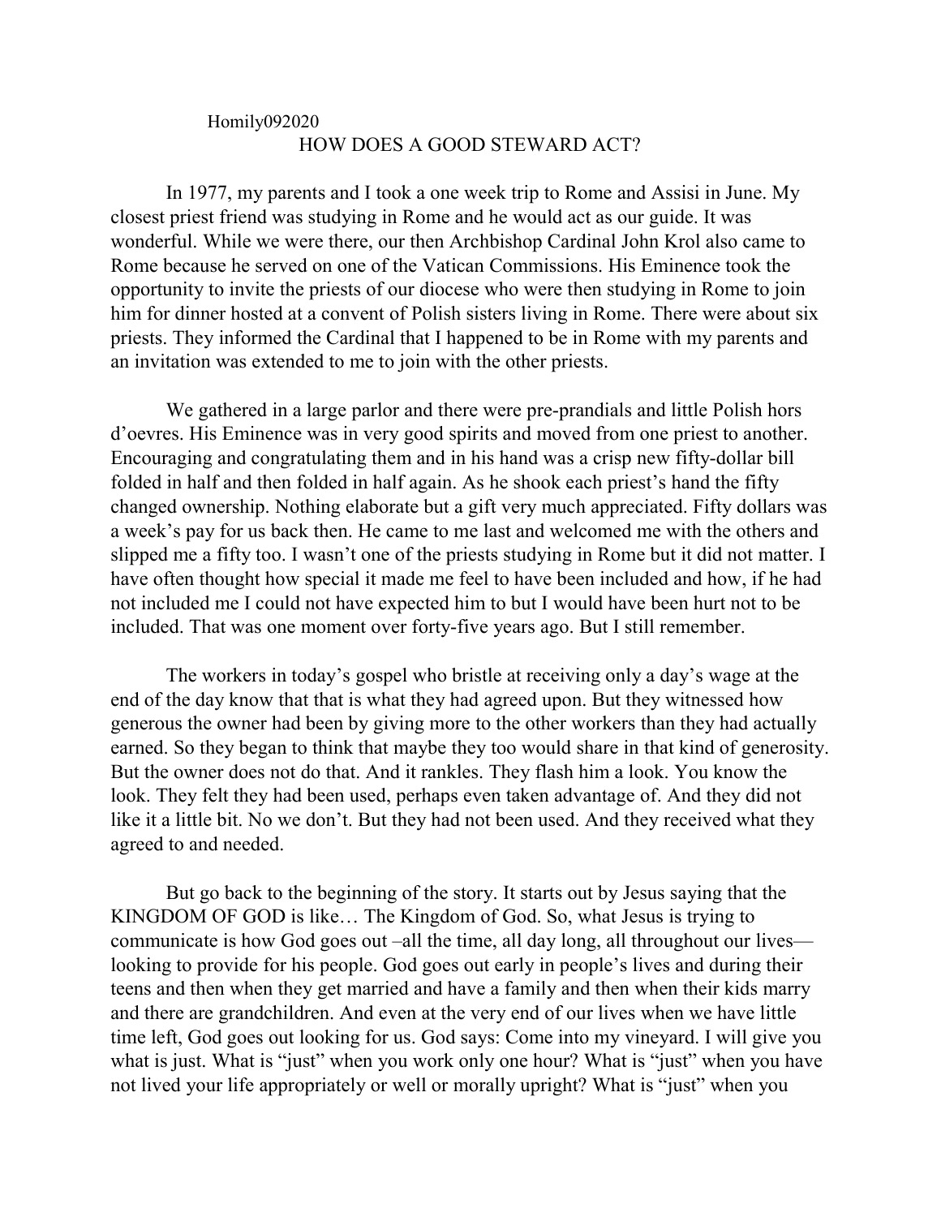Homily092020

# HOW DOES A GOOD STEWARD ACT?

In 1977, my parents and I took a one week trip to Rome and Assisi in June. My closest priest friend was studying in Rome and he would act as our guide. It was wonderful. While we were there, our then Archbishop Cardinal John Krol also came to Rome because he served on one of the Vatican Commissions. His Eminence took the opportunity to invite the priests of our diocese who were then studying in Rome to join him for dinner hosted at a convent of Polish sisters living in Rome. There were about six priests. They informed the Cardinal that I happened to be in Rome with my parents and an invitation was extended to me to join with the other priests.

We gathered in a large parlor and there were pre-prandials and little Polish hors d'oevres. His Eminence was in very good spirits and moved from one priest to another. Encouraging and congratulating them and in his hand was a crisp new fifty-dollar bill folded in half and then folded in half again. As he shook each priest's hand the fifty changed ownership. Nothing elaborate but a gift very much appreciated. Fifty dollars was a week's pay for us back then. He came to me last and welcomed me with the others and slipped me a fifty too. I wasn't one of the priests studying in Rome but it did not matter. I have often thought how special it made me feel to have been included and how, if he had not included me I could not have expected him to but I would have been hurt not to be included. That was one moment over forty-five years ago. But I still remember.

The workers in today's gospel who bristle at receiving only a day's wage at the end of the day know that that is what they had agreed upon. But they witnessed how generous the owner had been by giving more to the other workers than they had actually earned. So they began to think that maybe they too would share in that kind of generosity. But the owner does not do that. And it rankles. They flash him a look. You know the look. They felt they had been used, perhaps even taken advantage of. And they did not like it a little bit. No we don't. But they had not been used. And they received what they agreed to and needed.

But go back to the beginning of the story. It starts out by Jesus saying that the KINGDOM OF GOD is like… The Kingdom of God. So, what Jesus is trying to communicate is how God goes out –all the time, all day long, all throughout our lives— looking to provide for his people. God goes out early in people's lives and during their teens and then when they get married and have a family and then when their kids marry and there are grandchildren. And even at the very end of our lives when we have little time left, God goes out looking for us. God says: Come into my vineyard. I will give you what is just. What is "just" when you work only one hour? What is "just" when you have not lived your life appropriately or well or morally upright? What is "just" when you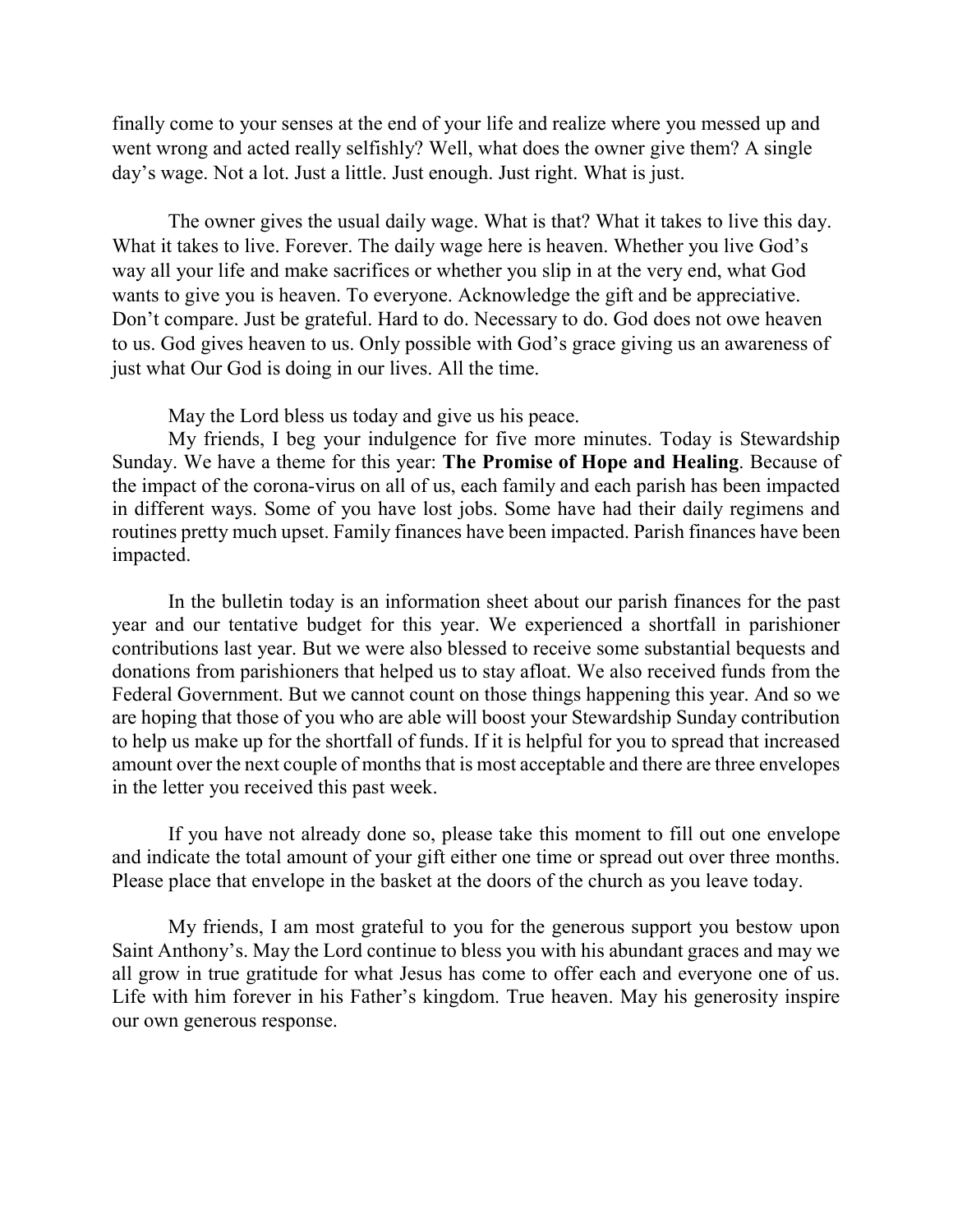finally come to your senses at the end of your life and realize where you messed up and went wrong and acted really selfishly? Well, what does the owner give them? A single day's wage. Not a lot. Just a little. Just enough. Just right. What is just.

The owner gives the usual daily wage. What is that? What it takes to live this day. What it takes to live. Forever. The daily wage here is heaven. Whether you live God's way all your life and make sacrifices or whether you slip in at the very end, what God wants to give you is heaven. To everyone. Acknowledge the gift and be appreciative. Don't compare. Just be grateful. Hard to do. Necessary to do. God does not owe heaven to us. God gives heaven to us. Only possible with God's grace giving us an awareness of just what Our God is doing in our lives. All the time.

May the Lord bless us today and give us his peace.

My friends, I beg your indulgence for five more minutes. Today is Stewardship Sunday. We have a theme for this year: **The Promise of Hope and Healing**. Because of the impact of the corona-virus on all of us, each family and each parish has been impacted in different ways. Some of you have lost jobs. Some have had their daily regimens and routines pretty much upset. Family finances have been impacted. Parish finances have been impacted.

In the bulletin today is an information sheet about our parish finances for the past year and our tentative budget for this year. We experienced a shortfall in parishioner contributions last year. But we were also blessed to receive some substantial bequests and donations from parishioners that helped us to stay afloat. We also received funds from the Federal Government. But we cannot count on those things happening this year. And so we are hoping that those of you who are able will boost your Stewardship Sunday contribution to help us make up for the shortfall of funds. If it is helpful for you to spread that increased amount over the next couple of months that is most acceptable and there are three envelopes in the letter you received this past week.

If you have not already done so, please take this moment to fill out one envelope and indicate the total amount of your gift either one time or spread out over three months. Please place that envelope in the basket at the doors of the church as you leave today.

My friends, I am most grateful to you for the generous support you bestow upon Saint Anthony's. May the Lord continue to bless you with his abundant graces and may we all grow in true gratitude for what Jesus has come to offer each and everyone one of us. Life with him forever in his Father's kingdom. True heaven. May his generosity inspire our own generous response.